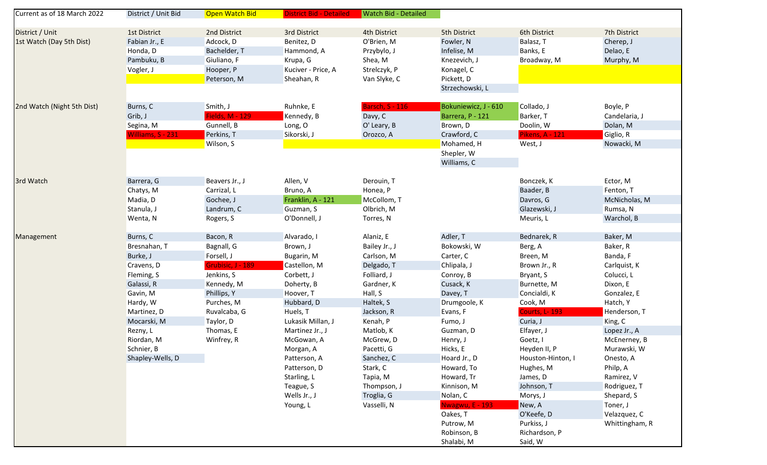| Current as of 18 March 2022 | District / Unit Bid | Open Watch Bid | District Bid - Detailed | Watch Bid - Detailed | | | |
|---|---|---|---|---|---|---|---|
| | | | | | | | |
| **District / Unit** | **1st District** | **2nd District** | **3rd District** | **4th District** | **5th District** | **6th District** | **7th District** |
| 1st Watch (Day 5th Dist) | Fabian Jr., E | Adcock, D | Benitez, D | O'Brien, M | Fowler, N | Balasz, T | Cherep, J |
| | Honda, D | Bachelder, T | Hammond, A | Przybylo, J | Infelise, M | Banks, E | Delao, E |
| | Pambuku, B | Giuliano, F | Krupa, G | Shea, M | Knezevich, J | Broadway, M | Murphy, M |
| | Vogler, J | Hooper, P | Kuciver - Price, A | Strelczyk, P | Konagel, C | | |
| | | Peterson, M | Sheahan, R | Van Slyke, C | Pickett, D | | |
| | | | | | Strzechowski, L | | |
| 2nd Watch (Night 5th Dist) | Burns, C | Smith, J | Ruhnke, E | Barsch, S - 116 | Bokuniewicz, J - 610 | Collado, J | Boyle, P |
| | Grib, J | Fields, M - 129 | Kennedy, B | Davy, C | Barrera, P - 121 | Barker, T | Candelaria, J |
| | Segina, M | Gunnell, B | Long, O | O' Leary, B | Brown, D | Doolin, W | Dolan, M |
| | Williams, S - 231 | Perkins, T | Sikorski, J | Orozco, A | Crawford, C | Pikens, A - 121 | Giglio, R |
| | | Wilson, S | | | Mohamed, H | West, J | Nowacki, M |
| | | | | | Shepler, W | | |
| | | | | | Williams, C | | |
| 3rd Watch | Barrera, G | Beavers Jr., J | Allen, V | Derouin, T | | Bonczek, K | Ector, M |
| | Chatys, M | Carrizal, L | Bruno, A | Honea, P | | Baader, B | Fenton, T |
| | Madia, D | Gochee, J | Franklin, A - 121 | McCollom, T | | Davros, G | McNicholas, M |
| | Stanula, J | Landrum, C | Guzman, S | Olbrich, M | | Glazewski, J | Rumsa, N |
| | Wenta, N | Rogers, S | O'Donnell, J | Torres, N | | Meuris, L | Warchol, B |
| Management | Burns, C | Bacon, R | Alvarado, I | Alaniz, E | Adler, T | Bednarek, R | Baker, M |
| | Bresnahan, T | Bagnall, G | Brown, J | Bailey Jr., J | Bokowski, W | Berg, A | Baker, R |
| | Burke, J | Forsell, J | Bugarin, M | Carlson, M | Carter, C | Breen, M | Banda, F |
| | Cravens, D | Grubisic, J - 189 | Castellon, M | Delgado, T | Chlipala, J | Brown Jr., R | Carlquist, K |
| | Fleming, S | Jenkins, S | Corbett, J | Folliard, J | Conroy, B | Bryant, S | Colucci, L |
| | Galassi, R | Kennedy, M | Doherty, B | Gardner, K | Cusack, K | Burnette, M | Dixon, E |
| | Gavin, M | Phillips, Y | Hoover, T | Hall, S | Davey, T | Concialdi, K | Gonzalez, E |
| | Hardy, W | Purches, M | Hubbard, D | Haltek, S | Drumgoole, K | Cook, M | Hatch, Y |
| | Martinez, D | Ruvalcaba, G | Huels, T | Jackson, R | Evans, F | Courts, L- 193 | Henderson, T |
| | Mocarski, M | Taylor, D | Lukasik Millan, J | Kenah, P | Fumo, J | Curia, J | King, C |
| | Rezny, L | Thomas, E | Martinez Jr., J | Matlob, K | Guzman, D | Elfayer, J | Lopez Jr., A |
| | Riordan, M | Winfrey, R | McGowan, A | McGrew, D | Henry, J | Goetz, I | McEnerney, B |
| | Schnier, B | | Morgan, A | Pacetti, G | Hicks, E | Heyden II, P | Murawski, W |
| | Shapley-Wells, D | | Patterson, A | Sanchez, C | Hoard Jr., D | Houston-Hinton, I | Onesto, A |
| | | | Patterson, D | Stark, C | Howard, To | Hughes, M | Philp, A |
| | | | Starling, L | Tapia, M | Howard, Tr | James, D | Ramirez, V |
| | | | Teague, S | Thompson, J | Kinnison, M | Johnson, T | Rodriguez, T |
| | | | Wells Jr., J | Troglia, G | Nolan, C | Morys, J | Shepard, S |
| | | | Young, L | Vasselli, N | Nwagwu, E - 193 | New, A | Toner, J |
| | | | | | Oakes, T | O'Keefe, D | Velazquez, C |
| | | | | | Putrow, M | Purkiss, J | Whittingham, R |
| | | | | | Robinson, B | Richardson, P | |
| | | | | | Shalabi, M | Said, W | |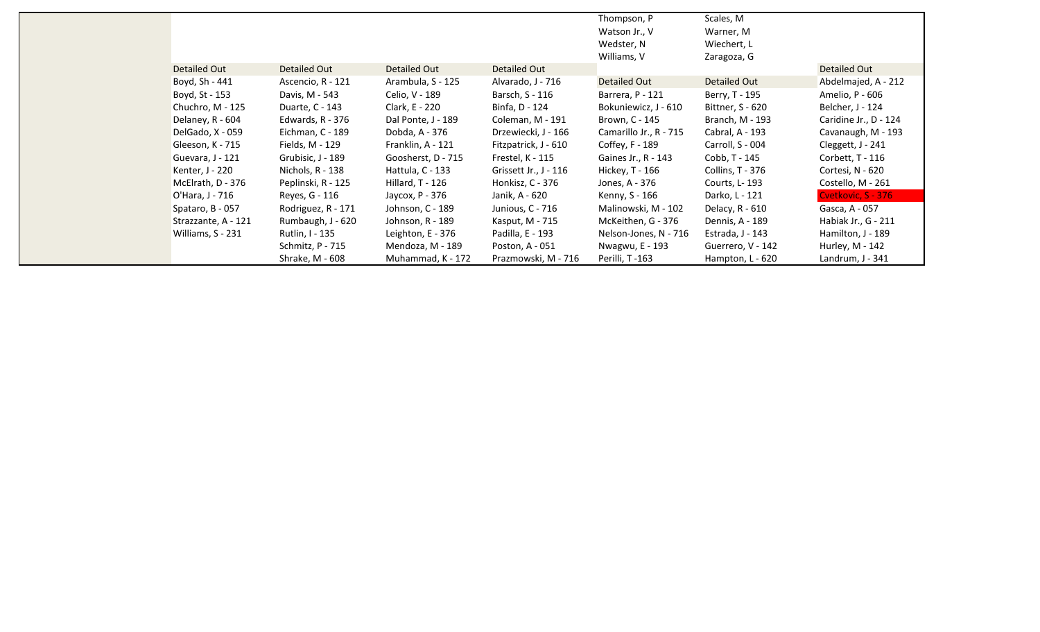| | | | | | | | |
|---|---|---|---|---|---|---|---|
| | | | | Thompson, P | Scales, M | | |
| | | | | Watson Jr., V | Warner, M | | |
| | | | | Wedster, N | Wiechert, L | | |
| | | | | Williams, V | Zaragoza, G | | |
| | Detailed Out | Detailed Out | Detailed Out | Detailed Out | | | Detailed Out |
| | Boyd, Sh - 441 | Ascencio, R - 121 | Arambula, S - 125 | Alvarado, J - 716 | Detailed Out | Detailed Out | Abdelmajed, A - 212 |
| | Boyd, St - 153 | Davis, M - 543 | Celio, V - 189 | Barsch, S - 116 | Barrera, P - 121 | Berry, T - 195 | Amelio, P - 606 |
| | Chuchro, M - 125 | Duarte, C - 143 | Clark, E - 220 | Binfa, D - 124 | Bokuniewicz, J - 610 | Bittner, S - 620 | Belcher, J - 124 |
| | Delaney, R - 604 | Edwards, R - 376 | Dal Ponte, J - 189 | Coleman, M - 191 | Brown, C - 145 | Branch, M - 193 | Caridine Jr., D - 124 |
| | DelGado, X - 059 | Eichman, C - 189 | Dobda, A - 376 | Drzewiecki, J - 166 | Camarillo Jr., R - 715 | Cabral, A - 193 | Cavanaugh, M - 193 |
| | Gleeson, K - 715 | Fields, M - 129 | Franklin, A - 121 | Fitzpatrick, J - 610 | Coffey, F - 189 | Carroll, S - 004 | Cleggett, J - 241 |
| | Guevara, J - 121 | Grubisic, J - 189 | Goosherst, D - 715 | Frestel, K - 115 | Gaines Jr., R - 143 | Cobb, T - 145 | Corbett, T - 116 |
| | Kenter, J - 220 | Nichols, R - 138 | Hattula, C - 133 | Grissett Jr., J - 116 | Hickey, T - 166 | Collins, T - 376 | Cortesi, N - 620 |
| | McElrath, D - 376 | Peplinski, R - 125 | Hillard, T - 126 | Honkisz, C - 376 | Jones, A - 376 | Courts, L- 193 | Costello, M - 261 |
| | O'Hara, J - 716 | Reyes, G - 116 | Jaycox, P - 376 | Janik, A - 620 | Kenny, S - 166 | Darko, L - 121 | Cvetkovic, S - 376 |
| | Spataro, B - 057 | Rodriguez, R - 171 | Johnson, C - 189 | Junious, C - 716 | Malinowski, M - 102 | Delacy, R - 610 | Gasca, A - 057 |
| | Strazzante, A - 121 | Rumbaugh, J - 620 | Johnson, R - 189 | Kasput, M - 715 | McKeithen, G - 376 | Dennis, A - 189 | Habiak Jr., G - 211 |
| | Williams, S - 231 | Rutlin, I - 135 | Leighton, E - 376 | Padilla, E - 193 | Nelson-Jones, N - 716 | Estrada, J - 143 | Hamilton, J - 189 |
| | | Schmitz, P - 715 | Mendoza, M - 189 | Poston, A - 051 | Nwagwu, E - 193 | Guerrero, V - 142 | Hurley, M - 142 |
| | | Shrake, M - 608 | Muhammad, K - 172 | Prazmowski, M - 716 | Perilli, T -163 | Hampton, L - 620 | Landrum, J - 341 |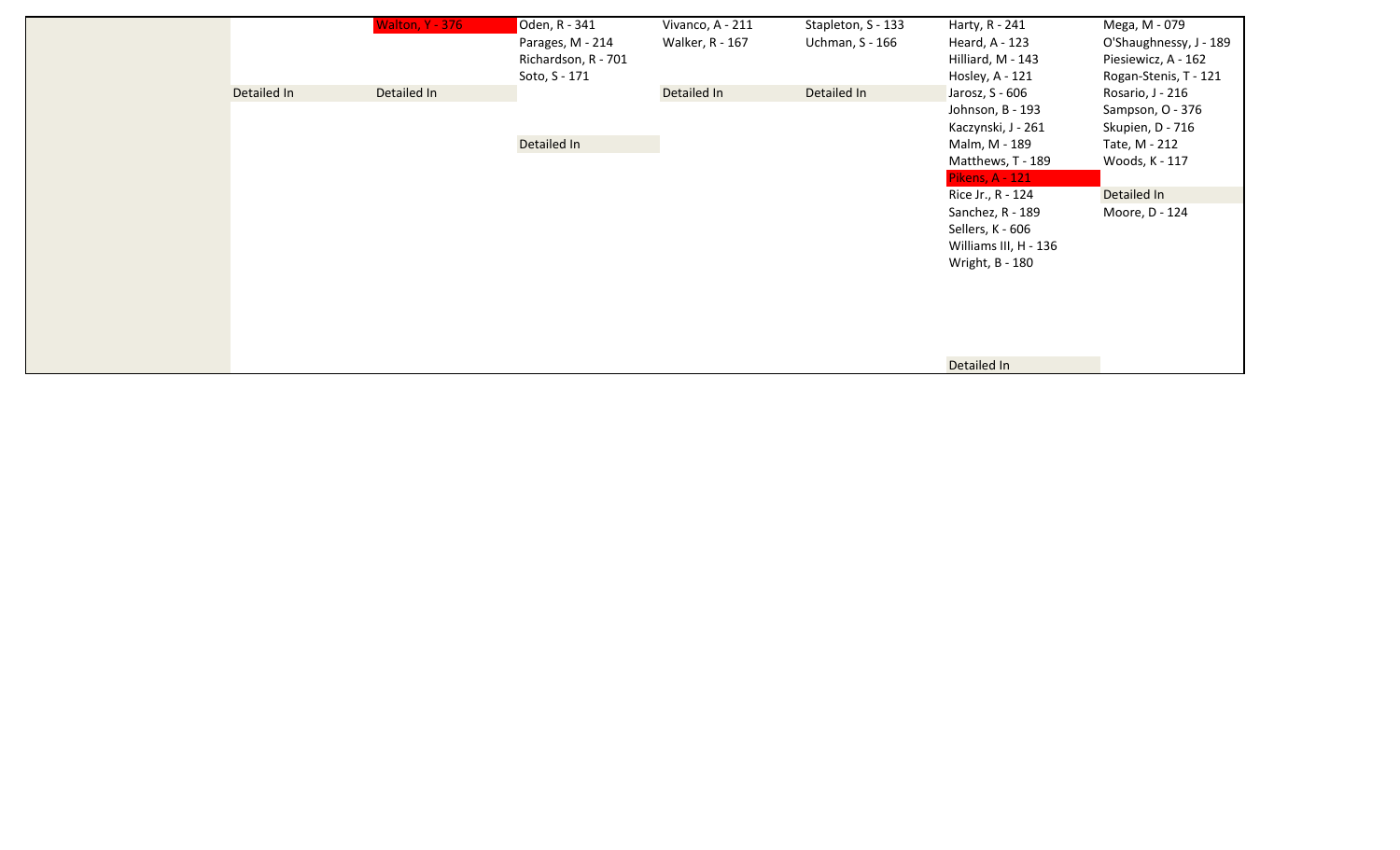| | | | | | | | |
|---|---|---|---|---|---|---|---|
| | | Walton, Y - 376 | Oden, R - 341 | Vivanco, A - 211 | Stapleton, S - 133 | Harty, R - 241 | Mega, M - 079 |
| | | | Parages, M - 214 | Walker, R - 167 | Uchman, S - 166 | Heard, A - 123 | O'Shaughnessy, J - 189 |
| | | | Richardson, R - 701 | | | Hilliard, M - 143 | Piesiewicz, A - 162 |
| | | | Soto, S - 171 | | | Hosley, A - 121 | Rogan-Stenis, T - 121 |
| | Detailed In | Detailed In | | Detailed In | Detailed In | Jarosz, S - 606 | Rosario, J - 216 |
| | | | | | | Johnson, B - 193 | Sampson, O - 376 |
| | | | | | | Kaczynski, J - 261 | Skupien, D - 716 |
| | | | Detailed In | | | Malm, M - 189 | Tate, M - 212 |
| | | | | | | Matthews, T - 189 | Woods, K - 117 |
| | | | | | | Pikens, A - 121 | |
| | | | | | | Rice Jr., R - 124 | Detailed In |
| | | | | | | Sanchez, R - 189 | Moore, D - 124 |
| | | | | | | Sellers, K - 606 | |
| | | | | | | Williams III, H - 136 | |
| | | | | | | Wright, B - 180 | |
| | | | | | | Detailed In | |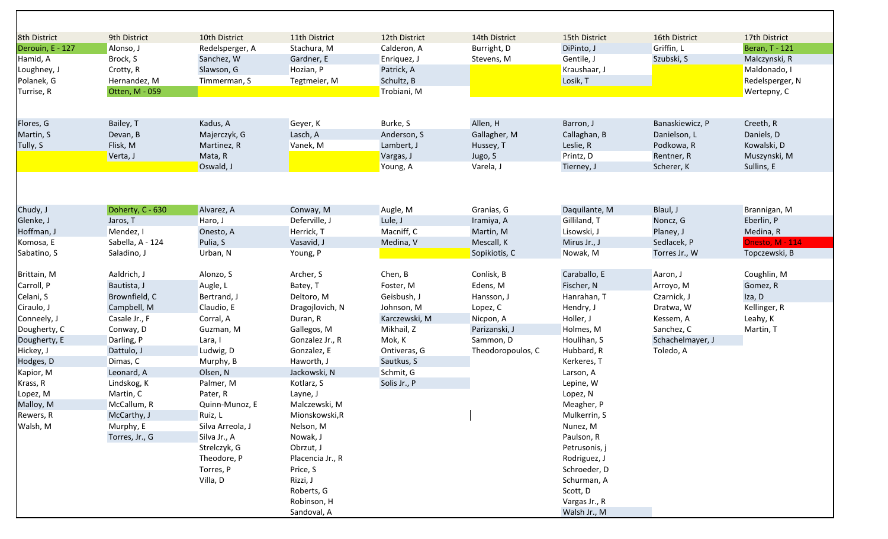| 8th District | 9th District | 10th District | 11th District | 12th District | 14th District | 15th District | 16th District | 17th District |
|---|---|---|---|---|---|---|---|---|
| Derouin, E - 127 | Alonso, J | Redelsperger, A | Stachura, M | Calderon, A | Burright, D | DiPinto, J | Griffin, L | Beran, T - 121 |
| Hamid, A | Brock, S | Sanchez, W | Gardner, E | Enriquez, J | Stevens, M | Gentile, J | Szubski, S | Malczynski, R |
| Loughney, J | Crotty, R | Slawson, G | Hozian, P | Patrick, A | | Kraushaar, J | | Maldonado, I |
| Polanek, G | Hernandez, M | Timmerman, S | Tegtmeier, M | Schultz, B | | Losik, T | | Redelsperger, N |
| Turrise, R | Otten, M - 059 | | | Trobiani, M | | | | Wertepny, C |
| | | | | | | | | |
| Flores, G | Bailey, T | Kadus, A | Geyer, K | Burke, S | Allen, H | Barron, J | Banaskiewicz, P | Creeth, R |
| Martin, S | Devan, B | Majerczyk, G | Lasch, A | Anderson, S | Gallagher, M | Callaghan, B | Danielson, L | Daniels, D |
| Tully, S | Flisk, M | Martinez, R | Vanek, M | Lambert, J | Hussey, T | Leslie, R | Podkowa, R | Kowalski, D |
| | Verta, J | Mata, R | | Vargas, J | Jugo, S | Printz, D | Rentner, R | Muszynski, M |
| | | Oswald, J | | Young, A | Varela, J | Tierney, J | Scherer, K | Sullins, E |
| | | | | | | | | |
| Chudy, J | Doherty, C - 630 | Alvarez, A | Conway, M | Augle, M | Granias, G | Daquilante, M | Blaul, J | Brannigan, M |
| Glenke, J | Jaros, T | Haro, J | Deferville, J | Lule, J | Iramiya, A | Gilliland, T | Noncz, G | Eberlin, P |
| Hoffman, J | Mendez, I | Onesto, A | Herrick, T | Macniff, C | Martin, M | Lisowski, J | Planey, J | Medina, R |
| Komosa, E | Sabella, A - 124 | Pulia, S | Vasavid, J | Medina, V | Mescall, K | Mirus Jr., J | Sedlacek, P | Onesto, M - 114 |
| Sabatino, S | Saladino, J | Urban, N | Young, P | | Sopikiotis, C | Nowak, M | Torres Jr., W | Topczewski, B |
| | | | | | | | | |
| Brittain, M | Aaldrich, J | Alonzo, S | Archer, S | Chen, B | Conlisk, B | Caraballo, E | Aaron, J | Coughlin, M |
| Carroll, P | Bautista, J | Augle, L | Batey, T | Foster, M | Edens, M | Fischer, N | Arroyo, M | Gomez, R |
| Celani, S | Brownfield, C | Bertrand, J | Deltoro, M | Geisbush, J | Hansson, J | Hanrahan, T | Czarnick, J | Iza, D |
| Ciraulo, J | Campbell, M | Claudio, E | Dragojlovich, N | Johnson, M | Lopez, C | Hendry, J | Dratwa, W | Kellinger, R |
| Conneely, J | Casale Jr., F | Corral, A | Duran, R | Karczewski, M | Nicpon, A | Holler, J | Kessem, A | Leahy, K |
| Dougherty, C | Conway, D | Guzman, M | Gallegos, M | Mikhail, Z | Parizanski, J | Holmes, M | Sanchez, C | Martin, T |
| Dougherty, E | Darling, P | Lara, I | Gonzalez Jr., R | Mok, K | Sammon, D | Houlihan, S | Schachelmayer, J | |
| Hickey, J | Dattulo, J | Ludwig, D | Gonzalez, E | Ontiveras, G | Theodoropoulos, C | Hubbard, R | Toledo, A | |
| Hodges, D | Dimas, C | Murphy, B | Haworth, J | Sautkus, S | | Kerkeres, T | | |
| Kapior, M | Leonard, A | Olsen, N | Jackowski, N | Schmit, G | | Larson, A | | |
| Krass, R | Lindskog, K | Palmer, M | Kotlarz, S | Solis Jr., P | | Lepine, W | | |
| Lopez, M | Martin, C | Pater, R | Layne, J | | | Lopez, N | | |
| Malloy, M | McCallum, R | Quinn-Munoz, E | Malczewski, M | | | Meagher, P | | |
| Rewers, R | McCarthy, J | Ruiz, L | Mionskowski,R | | | Mulkerrin, S | | |
| Walsh, M | Murphy, E | Silva Arreola, J | Nelson, M | | | Nunez, M | | |
| | Torres, Jr., G | Silva Jr., A | Nowak, J | | | Paulson, R | | |
| | | Strelczyk, G | Obrzut, J | | | Petrusonis, j | | |
| | | Theodore, P | Placencia Jr., R | | | Rodriguez, J | | |
| | | Torres, P | Price, S | | | Schroeder, D | | |
| | | Villa, D | Rizzi, J | | | Schurman, A | | |
| | | | Roberts, G | | | Scott, D | | |
| | | | Robinson, H | | | Vargas Jr., R | | |
| | | | Sandoval, A | | | Walsh Jr., M | | |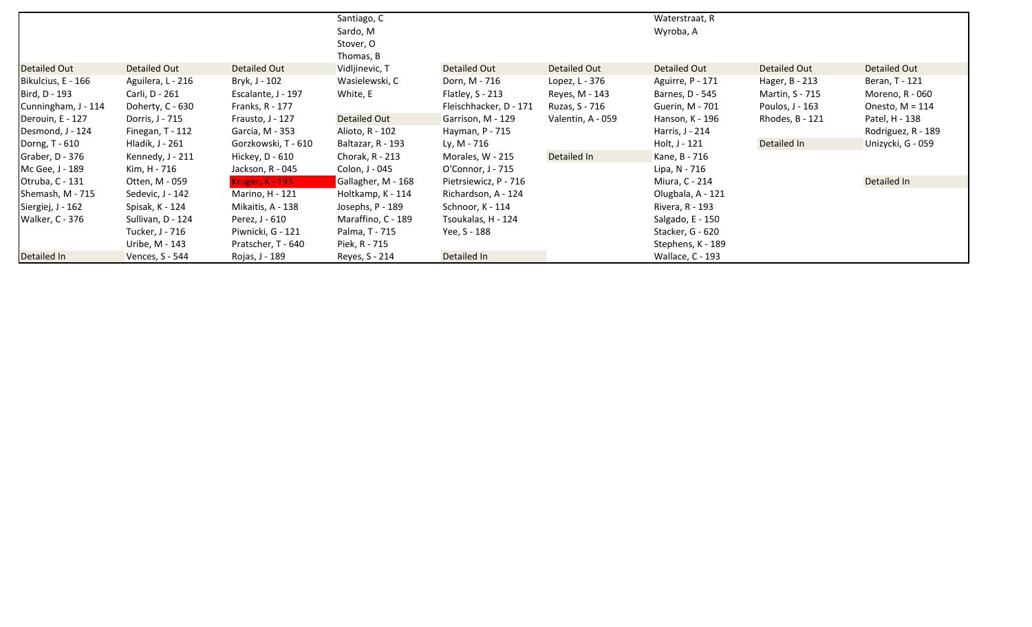| | | | | | | | | |
|---|---|---|---|---|---|---|---|---|
| | | | Santiago, C | | | Waterstraat, R | | |
| | | | Sardo, M | | | Wyroba, A | | |
| | | | Stover, O | | | | | |
| | | | Thomas, B | | | | | |
| Detailed Out | Detailed Out | Detailed Out | Vidljinevic, T | Detailed Out | Detailed Out | Detailed Out | Detailed Out | Detailed Out |
| Bikulcius, E - 166 | Aguilera, L - 216 | Bryk, J - 102 | Wasielewski, C | Dorn, M - 716 | Lopez, L - 376 | Aguirre, P - 171 | Hager, B - 213 | Beran, T - 121 |
| Bird, D - 193 | Carli, D - 261 | Escalante, J - 197 | White, E | Flatley, S - 213 | Reyes, M - 143 | Barnes, D - 545 | Martin, S - 715 | Moreno, R - 060 |
| Cunningham, J - 114 | Doherty, C - 630 | Franks, R - 177 | | Fleischhacker, D - 171 | Ruzas, S - 716 | Guerin, M - 701 | Poulos, J - 163 | Onesto, M = 114 |
| Derouin, E - 127 | Dorris, J - 715 | Frausto, J - 127 | Detailed Out | Garrison, M - 129 | Valentin, A - 059 | Hanson, K - 196 | Rhodes, B - 121 | Patel, H - 138 |
| Desmond, J - 124 | Finegan, T - 112 | Garcia, M - 353 | Alioto, R - 102 | Hayman, P - 715 | | Harris, J - 214 | | Rodriguez, R - 189 |
| Dorng, T - 610 | Hladik, J - 261 | Gorzkowski, T - 610 | Baltazar, R - 193 | Ly, M - 716 | | Holt, J - 121 | Detailed In | Unizycki, G - 059 |
| Graber, D - 376 | Kennedy, J - 211 | Hickey, D - 610 | Chorak, R - 213 | Morales, W - 215 | Detailed In | Kane, B - 716 | | |
| Mc Gee, J - 189 | Kim, H - 716 | Jackson, R - 045 | Colon, J - 045 | O'Connor, J - 715 | | Lipa, N - 716 | | |
| Otruba, C - 131 | Otten, M - 059 | Kruger, K - 193 | Gallagher, M - 168 | Pietrsiewicz, P - 716 | | Miura, C - 214 | | Detailed In |
| Shemash, M - 715 | Sedevic, J - 142 | Marino, H - 121 | Holtkamp, K - 114 | Richardson, A - 124 | | Olugbala, A - 121 | | |
| Siergiej, J - 162 | Spisak, K - 124 | Mikaitis, A - 138 | Josephs, P - 189 | Schnoor, K - 114 | | Rivera, R - 193 | | |
| Walker, C - 376 | Sullivan, D - 124 | Perez, J - 610 | Maraffino, C - 189 | Tsoukalas, H - 124 | | Salgado, E - 150 | | |
| | Tucker, J - 716 | Piwnicki, G - 121 | Palma, T - 715 | Yee, S - 188 | | Stacker, G - 620 | | |
| | Uribe, M - 143 | Pratscher, T - 640 | Piek, R - 715 | | | Stephens, K - 189 | | |
| Detailed In | Vences, S - 544 | Rojas, J - 189 | Reyes, S - 214 | Detailed In | | Wallace, C - 193 | | |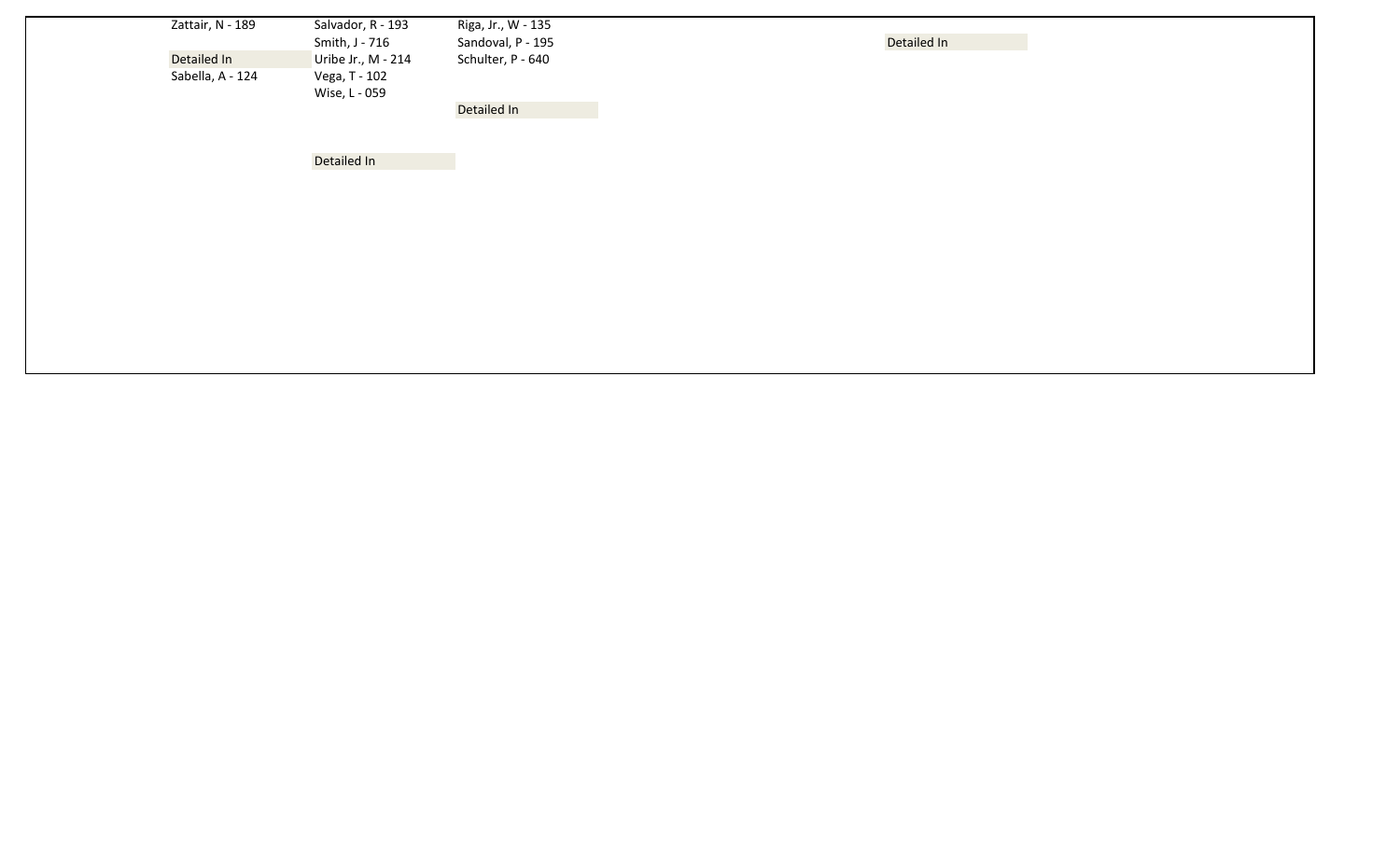| | | | |
|---|---|---|---|
| Zattair, N - 189 | Salvador, R - 193 | Riga, Jr., W - 135 | |
| | Smith, J - 716 | Sandoval, P - 195 | Detailed In |
| Detailed In | Uribe Jr., M - 214 | Schulter, P - 640 | |
| Sabella, A - 124 | Vega, T - 102 | | |
| | Wise, L - 059 | | |
| | | Detailed In | |
| | Detailed In | | |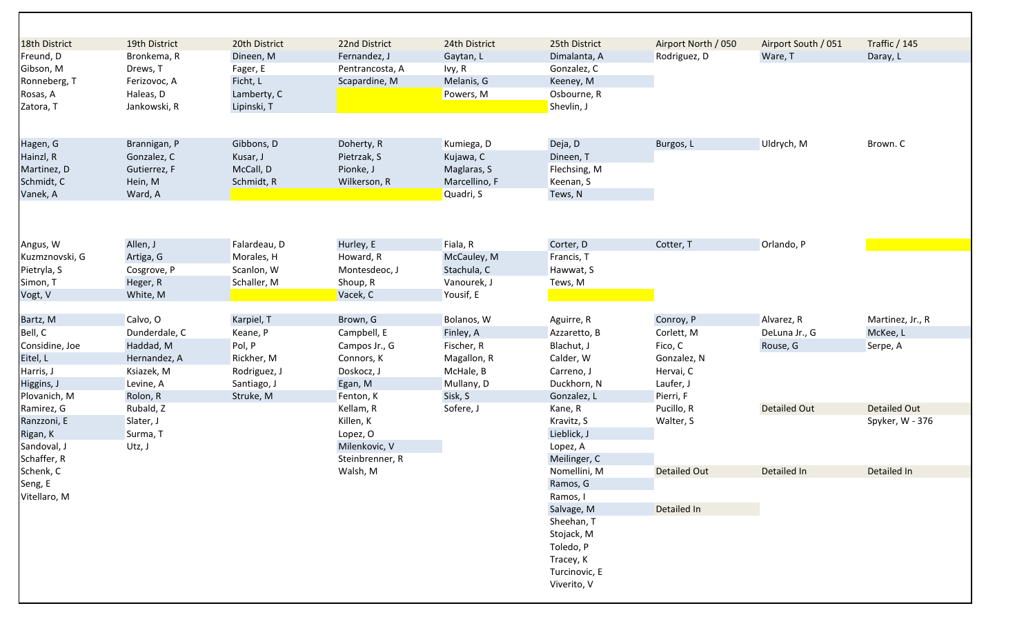| 18th District | 19th District | 20th District | 22nd District | 24th District | 25th District | Airport North / 050 | Airport South / 051 | Traffic / 145 |
|---|---|---|---|---|---|---|---|---|
| Freund, D | Bronkema, R | Dineen, M | Fernandez, J | Gaytan, L | Dimalanta, A | Rodriguez, D | Ware, T | Daray, L |
| Gibson, M | Drews, T | Fager, E | Pentrancosta, A | Ivy, R | Gonzalez, C | | | |
| Ronneberg, T | Ferizovoc, A | Ficht, L | Scapardine, M | Melanis, G | Keeney, M | | | |
| Rosas, A | Haleas, D | Lamberty, C | | Powers, M | Osbourne, R | | | |
| Zatora, T | Jankowski, R | Lipinski, T | | | Shevlin, J | | | |
| | | | | | | | | |
| Hagen, G | Brannigan, P | Gibbons, D | Doherty, R | Kumiega, D | Deja, D | Burgos, L | Uldrych, M | Brown. C |
| Hainzl, R | Gonzalez, C | Kusar, J | Pietrzak, S | Kujawa, C | Dineen, T | | | |
| Martinez, D | Gutierrez, F | McCall, D | Pionke, J | Maglaras, S | Flechsing, M | | | |
| Schmidt, C | Hein, M | Schmidt, R | Wilkerson, R | Marcellino, F | Keenan, S | | | |
| Vanek, A | Ward, A | | | Quadri, S | Tews, N | | | |
| | | | | | | | | |
| Angus, W | Allen, J | Falardeau, D | Hurley, E | Fiala, R | Corter, D | Cotter, T | Orlando, P | |
| Kuzmznovski, G | Artiga, G | Morales, H | Howard, R | McCauley, M | Francis, T | | | |
| Pietryla, S | Cosgrove, P | Scanlon, W | Montesdeoc, J | Stachula, C | Hawwat, S | | | |
| Simon, T | Heger, R | Schaller, M | Shoup, R | Vanourek, J | Tews, M | | | |
| Vogt, V | White, M | | Vacek, C | Yousif, E | | | | |
| | | | | | | | | |
| Bartz, M | Calvo, O | Karpiel, T | Brown, G | Bolanos, W | Aguirre, R | Conroy, P | Alvarez, R | Martinez, Jr., R |
| Bell, C | Dunderdale, C | Keane, P | Campbell, E | Finley, A | Azzaretto, B | Corlett, M | DeLuna Jr., G | McKee, L |
| Considine, Joe | Haddad, M | Pol, P | Campos Jr., G | Fischer, R | Blachut, J | Fico, C | Rouse, G | Serpe, A |
| Eitel, L | Hernandez, A | Rickher, M | Connors, K | Magallon, R | Calder, W | Gonzalez, N | | |
| Harris, J | Ksiazek, M | Rodriguez, J | Doskocz, J | McHale, B | Carreno, J | Hervai, C | | |
| Higgins, J | Levine, A | Santiago, J | Egan, M | Mullany, D | Duckhorn, N | Laufer, J | | |
| Plovanich, M | Rolon, R | Struke, M | Fenton, K | Sisk, S | Gonzalez, L | Pierri, F | | |
| Ramirez, G | Rubald, Z | | Kellam, R | Sofere, J | Kane, R | Pucillo, R | Detailed Out | Detailed Out |
| Ranzzoni, E | Slater, J | | Killen, K | | Kravitz, S | Walter, S | | Spyker, W - 376 |
| Rigan, K | Surma, T | | Lopez, O | | Lieblick, J | | | |
| Sandoval, J | Utz, J | | Milenkovic, V | | Lopez, A | | | |
| Schaffer, R | | | Steinbrenner, R | | Meilinger, C | | | |
| Schenk, C | | | Walsh, M | | Nomellini, M | Detailed Out | Detailed In | Detailed In |
| Seng, E | | | | | Ramos, G | | | |
| Vitellaro, M | | | | | Ramos, I | | | |
| | | | | | Salvage, M | Detailed In | | |
| | | | | | Sheehan, T | | | |
| | | | | | Stojack, M | | | |
| | | | | | Toledo, P | | | |
| | | | | | Tracey, K | | | |
| | | | | | Turcinovic, E | | | |
| | | | | | Viverito, V | | | |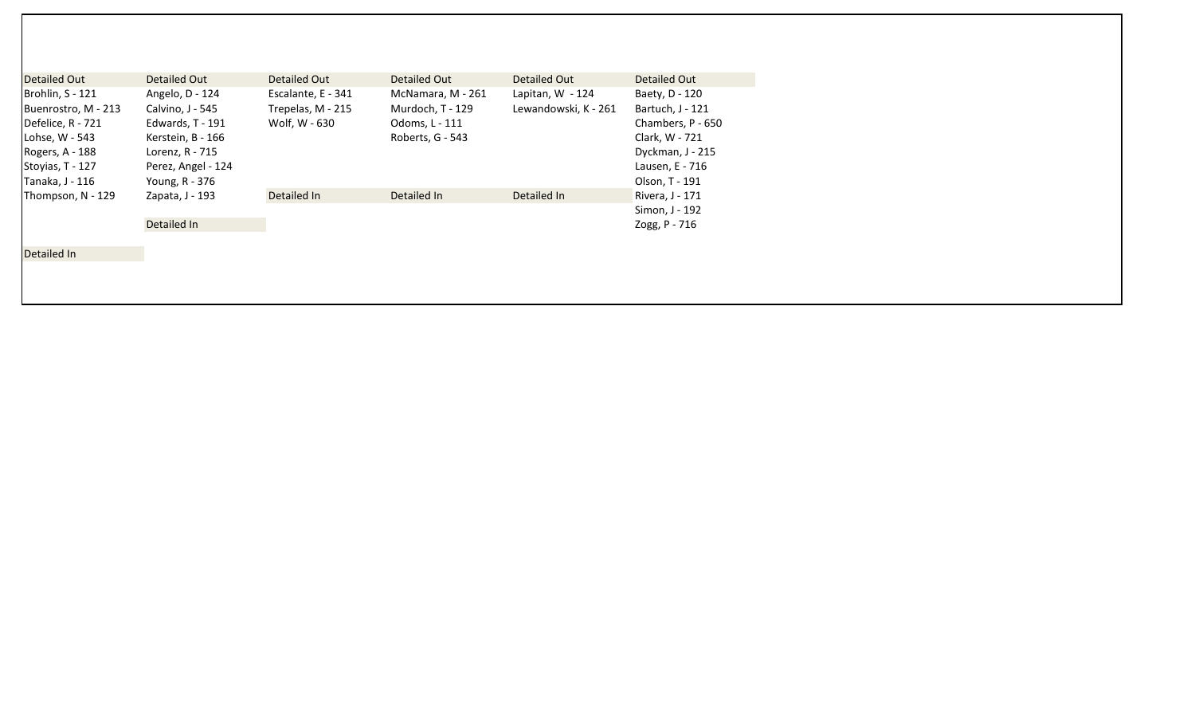| Detailed Out | Detailed Out | Detailed Out | Detailed Out | Detailed Out | Detailed Out |
|---|---|---|---|---|---|
| Brohlin, S - 121 | Angelo, D - 124 | Escalante, E - 341 | McNamara, M - 261 | Lapitan, W - 124 | Baety, D - 120 |
| Buenrostro, M - 213 | Calvino, J - 545 | Trepelas, M - 215 | Murdoch, T - 129 | Lewandowski, K - 261 | Bartuch, J - 121 |
| Defelice, R - 721 | Edwards, T - 191 | Wolf, W - 630 | Odoms, L - 111 | | Chambers, P - 650 |
| Lohse, W - 543 | Kerstein, B - 166 | | Roberts, G - 543 | | Clark, W - 721 |
| Rogers, A - 188 | Lorenz, R - 715 | | | | Dyckman, J - 215 |
| Stoyias, T - 127 | Perez, Angel - 124 | | | | Lausen, E - 716 |
| Tanaka, J - 116 | Young, R - 376 | | | | Olson, T - 191 |
| Thompson, N - 129 | Zapata, J - 193 | Detailed In | Detailed In | Detailed In | Rivera, J - 171 |
| | | | | | Simon, J - 192 |
| | Detailed In | | | | Zogg, P - 716 |
| Detailed In | | | | | |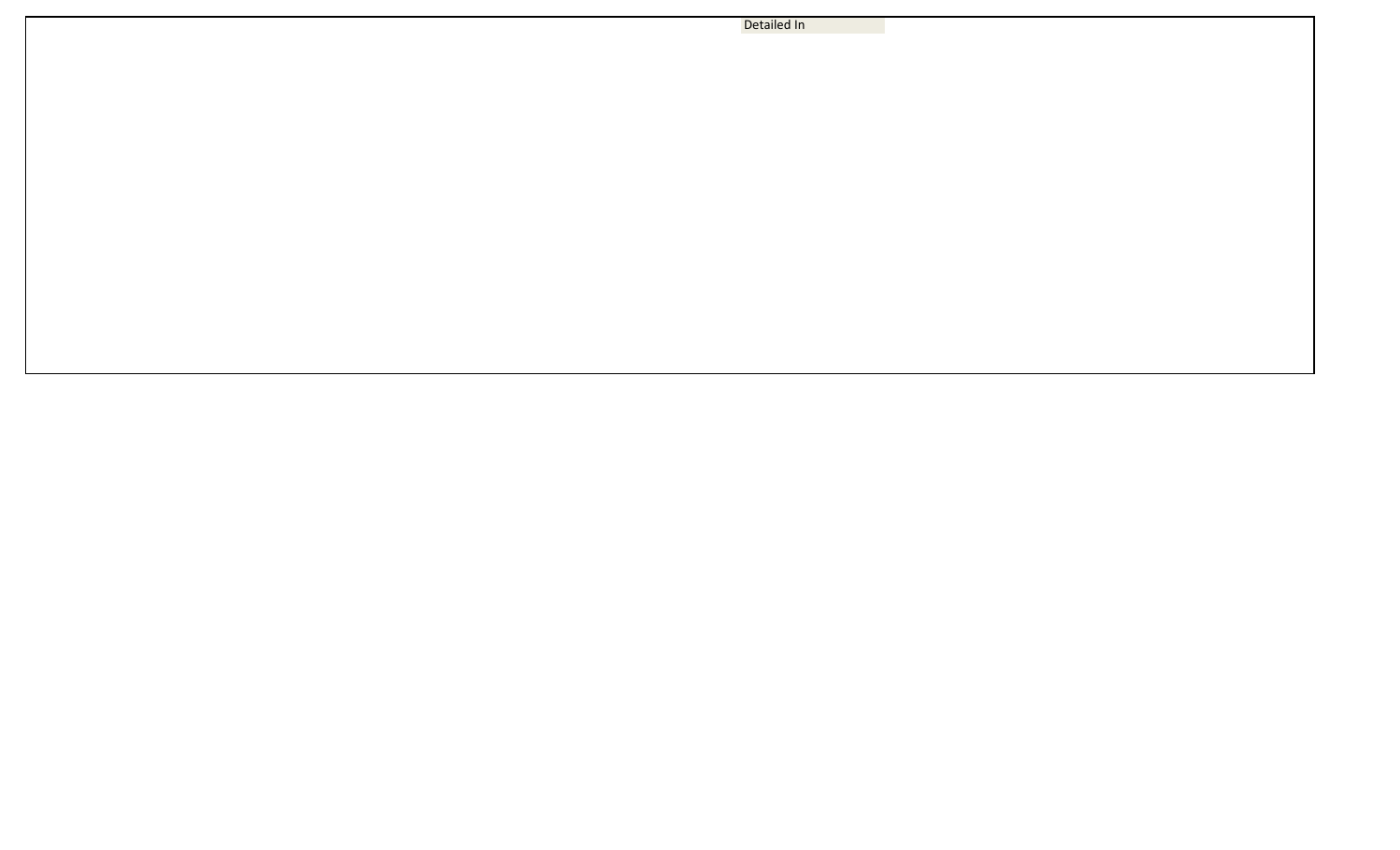Detailed In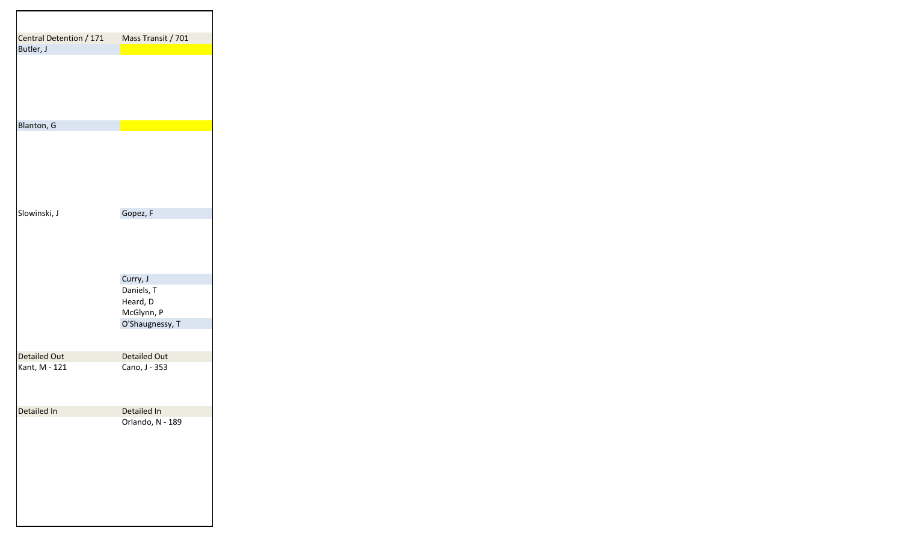| Central Detention / 171 | Mass Transit / 701 |
| --- | --- |
| Butler, J | |
| Blanton, G | |
| Slowinski, J | Gopez, F |
| | Curry, J |
| | Daniels, T |
| | Heard, D |
| | McGlynn, P |
| | O'Shaugnessy, T |
| Detailed Out | Detailed Out |
| Kant, M - 121 | Cano, J - 353 |
| Detailed In | Detailed In |
| | Orlando, N - 189 |